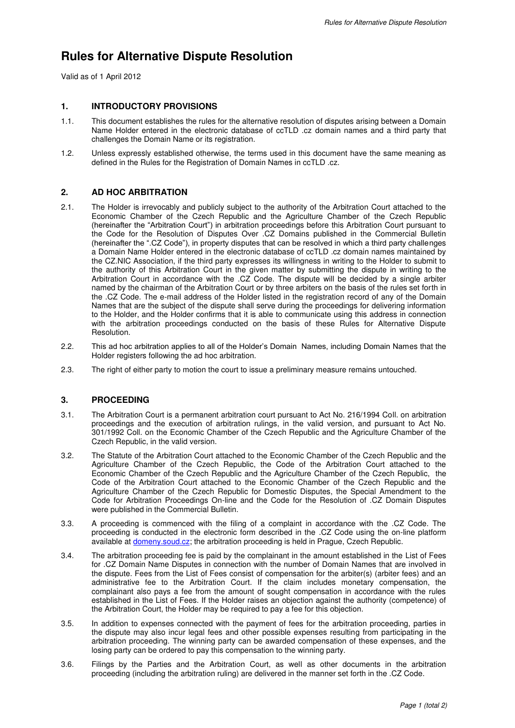# Rules for Alternative Dispute Resolution

Valid as of 1 April 2012

## 1. INTRODUCTORY PROVISIONS

1.1. This document establishes the rules for the alternative resolution of disputes arising between a Domain Name Holder entered in the electronic database of ccTLD .cz domain names and a third party that challenges the Domain Name or its registration.

1.2. Unless expressly established otherwise, the terms used in this document have the same meaning as defined in the Rules for the Registration of Domain Names in ccTLD .cz.

## 2. AD HOC ARBITRATION

2.1. The Holder is irrevocably and publicly subject to the authority of the Arbitration Court attached to the Economic Chamber of the Czech Republic and the Agriculture Chamber of the Czech Republic (hereinafter the "Arbitration Court") in arbitration proceedings before this Arbitration Court pursuant to the Code for the Resolution of Disputes Over .CZ Domains published in the Commercial Bulletin (hereinafter the ".CZ Code"), in property disputes that can be resolved in which a third party challenges a Domain Name Holder entered in the electronic database of ccTLD .cz domain names maintained by the CZ.NIC Association, if the third party expresses its willingness in writing to the Holder to submit to the authority of this Arbitration Court in the given matter by submitting the dispute in writing to the Arbitration Court in accordance with the .CZ Code. The dispute will be decided by a single arbiter named by the chairman of the Arbitration Court or by three arbiters on the basis of the rules set forth in the .CZ Code. The e-mail address of the Holder listed in the registration record of any of the Domain Names that are the subject of the dispute shall serve during the proceedings for delivering information to the Holder, and the Holder confirms that it is able to communicate using this address in connection with the arbitration proceedings conducted on the basis of these Rules for Alternative Dispute Resolution.

2.2. This ad hoc arbitration applies to all of the Holder's Domain Names, including Domain Names that the Holder registers following the ad hoc arbitration.

2.3. The right of either party to motion the court to issue a preliminary measure remains untouched.

## 3. PROCEEDING

3.1. The Arbitration Court is a permanent arbitration court pursuant to Act No. 216/1994 Coll. on arbitration proceedings and the execution of arbitration rulings, in the valid version, and pursuant to Act No. 301/1992 Coll. on the Economic Chamber of the Czech Republic and the Agriculture Chamber of the Czech Republic, in the valid version.

3.2. The Statute of the Arbitration Court attached to the Economic Chamber of the Czech Republic and the Agriculture Chamber of the Czech Republic, the Code of the Arbitration Court attached to the Economic Chamber of the Czech Republic and the Agriculture Chamber of the Czech Republic, the Code of the Arbitration Court attached to the Economic Chamber of the Czech Republic and the Agriculture Chamber of the Czech Republic for Domestic Disputes, the Special Amendment to the Code for Arbitration Proceedings On-line and the Code for the Resolution of .CZ Domain Disputes were published in the Commercial Bulletin.

3.3. A proceeding is commenced with the filing of a complaint in accordance with the .CZ Code. The proceeding is conducted in the electronic form described in the .CZ Code using the on-line platform available at domeny.soud.cz; the arbitration proceeding is held in Prague, Czech Republic.

3.4. The arbitration proceeding fee is paid by the complainant in the amount established in the List of Fees for .CZ Domain Name Disputes in connection with the number of Domain Names that are involved in the dispute. Fees from the List of Fees consist of compensation for the arbiter(s) (arbiter fees) and an administrative fee to the Arbitration Court. If the claim includes monetary compensation, the complainant also pays a fee from the amount of sought compensation in accordance with the rules established in the List of Fees. If the Holder raises an objection against the authority (competence) of the Arbitration Court, the Holder may be required to pay a fee for this objection.

3.5. In addition to expenses connected with the payment of fees for the arbitration proceeding, parties in the dispute may also incur legal fees and other possible expenses resulting from participating in the arbitration proceeding. The winning party can be awarded compensation of these expenses, and the losing party can be ordered to pay this compensation to the winning party.

3.6. Filings by the Parties and the Arbitration Court, as well as other documents in the arbitration proceeding (including the arbitration ruling) are delivered in the manner set forth in the .CZ Code.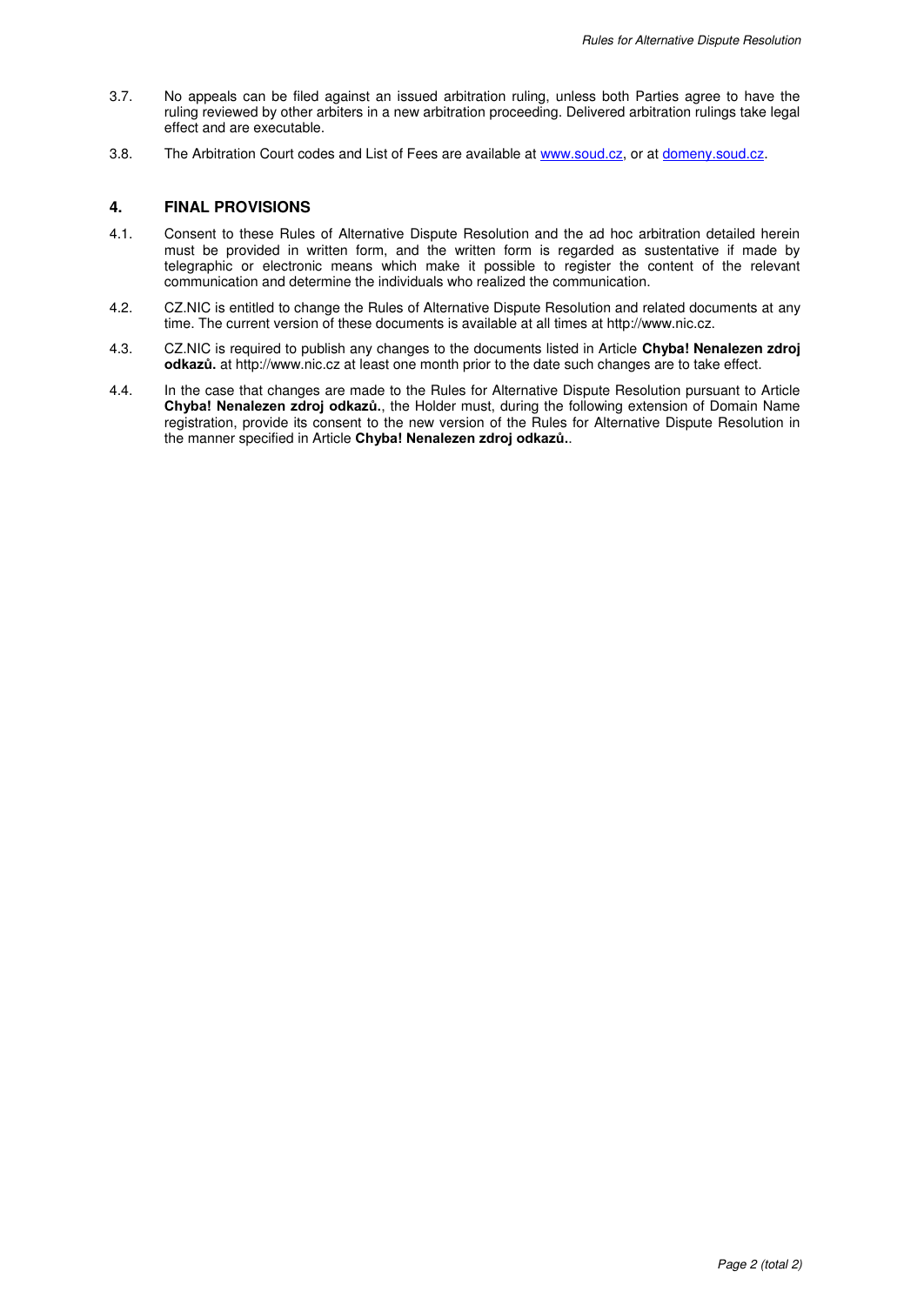3.7. No appeals can be filed against an issued arbitration ruling, unless both Parties agree to have the ruling reviewed by other arbiters in a new arbitration proceeding. Delivered arbitration rulings take legal effect and are executable.

3.8. The Arbitration Court codes and List of Fees are available at www.soud.cz, or at domeny.soud.cz.

## 4. FINAL PROVISIONS

4.1. Consent to these Rules of Alternative Dispute Resolution and the ad hoc arbitration detailed herein must be provided in written form, and the written form is regarded as sustentative if made by telegraphic or electronic means which make it possible to register the content of the relevant communication and determine the individuals who realized the communication.

4.2. CZ.NIC is entitled to change the Rules of Alternative Dispute Resolution and related documents at any time. The current version of these documents is available at all times at http://www.nic.cz.

4.3. CZ.NIC is required to publish any changes to the documents listed in Article **Chyba! Nenalezen zdroj odkazů.** at http://www.nic.cz at least one month prior to the date such changes are to take effect.

4.4. In the case that changes are made to the Rules for Alternative Dispute Resolution pursuant to Article **Chyba! Nenalezen zdroj odkazů.**, the Holder must, during the following extension of Domain Name registration, provide its consent to the new version of the Rules for Alternative Dispute Resolution in the manner specified in Article **Chyba! Nenalezen zdroj odkazů.**.